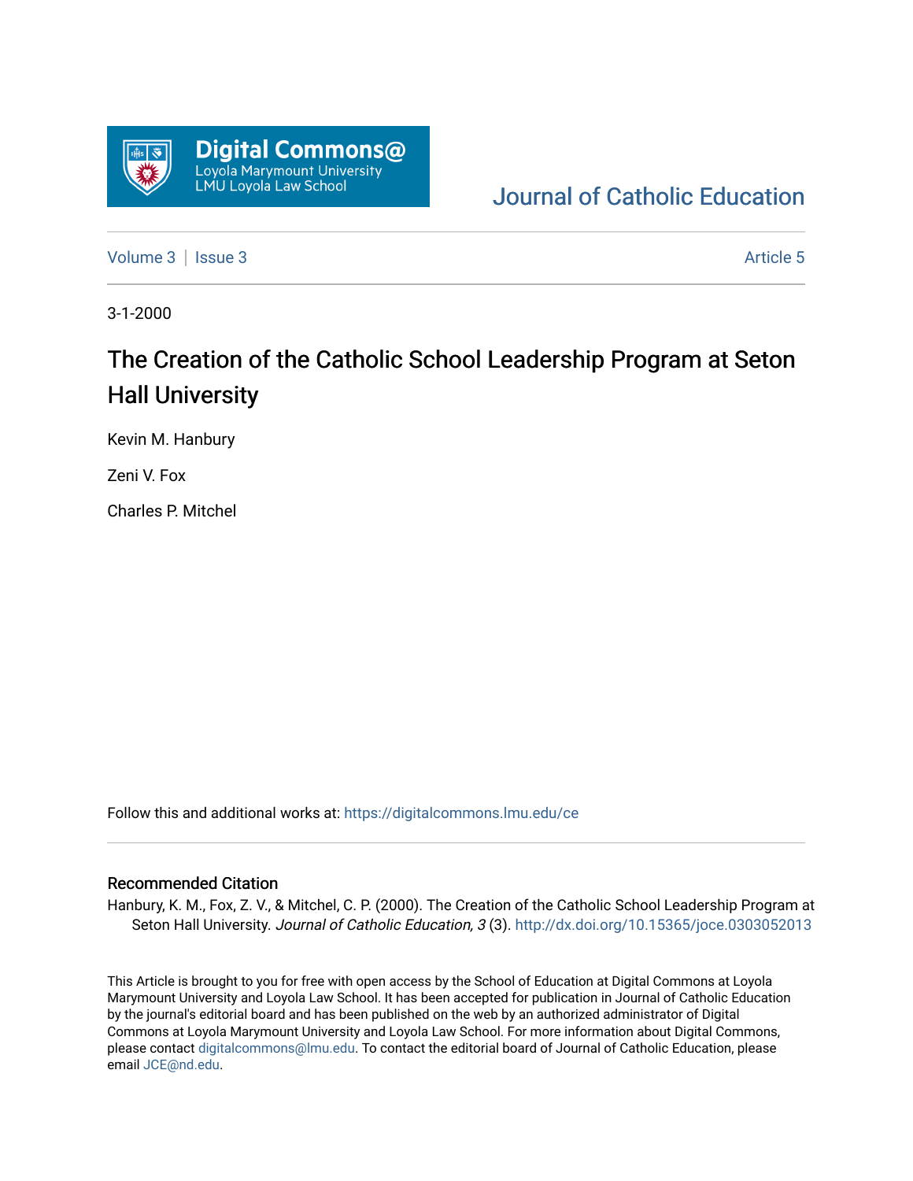Digital Commons@ Loyola Marymount University LMU Loyola Law School

Journal of Catholic Education

Volume 3 | Issue 3 | Article 5

3-1-2000

# The Creation of the Catholic School Leadership Program at Seton Hall University

Kevin M. Hanbury

Zeni V. Fox

Charles P. Mitchel

Follow this and additional works at: https://digitalcommons.lmu.edu/ce

## Recommended Citation

Hanbury, K. M., Fox, Z. V., & Mitchel, C. P. (2000). The Creation of the Catholic School Leadership Program at Seton Hall University. *Journal of Catholic Education, 3* (3). http://dx.doi.org/10.15365/joce.0303052013

This Article is brought to you for free with open access by the School of Education at Digital Commons at Loyola Marymount University and Loyola Law School. It has been accepted for publication in Journal of Catholic Education by the journal's editorial board and has been published on the web by an authorized administrator of Digital Commons at Loyola Marymount University and Loyola Law School. For more information about Digital Commons, please contact digitalcommons@lmu.edu. To contact the editorial board of Journal of Catholic Education, please email JCE@nd.edu.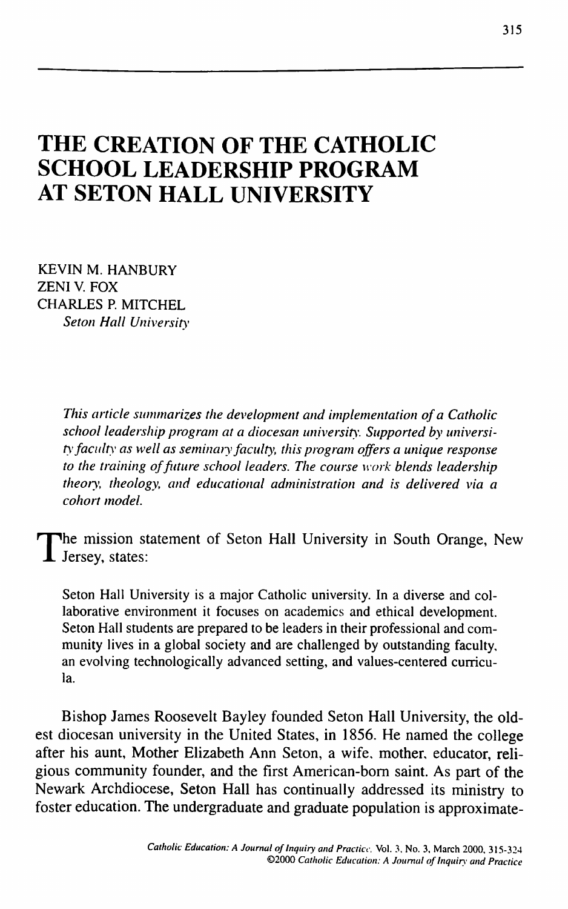// Fabricated: the page image is not in the conversation, so this transcription is invented rather than read from the page.
# THE CREATION OF THE CATHOLIC SCHOOL LEADERSHIP PROGRAM AT SETON HALL UNIVERSITY

KEVIN M. HANBURY
ZENI V. FOX
CHARLES P. MITCHEL
*Seton Hall University*

*This article summarizes the development and implementation of a Catholic school leadership program at a diocesan university. Supported by university faculty as well as seminary faculty, this program offers a unique response to the training of future school leaders. The course work blends leadership theory, theology, and educational administration and is delivered via a cohort model.*

The mission statement of Seton Hall University in South Orange, New Jersey, states:

> Seton Hall University is a major Catholic university. In a diverse and collaborative environment it focuses on academics and ethical development. Seton Hall students are prepared to be leaders in their professional and community lives in a global society and are challenged by outstanding faculty, an evolving technologically advanced setting, and values-centered curricula.

Bishop James Roosevelt Bayley founded Seton Hall University, the oldest diocesan university in the United States, in 1856. He named the college after his aunt, Mother Elizabeth Ann Seton, a wife, mother, educator, religious community founder, and the first American-born saint. As part of the Newark Archdiocese, Seton Hall has continually addressed its ministry to foster education. The undergraduate and graduate population is approximate-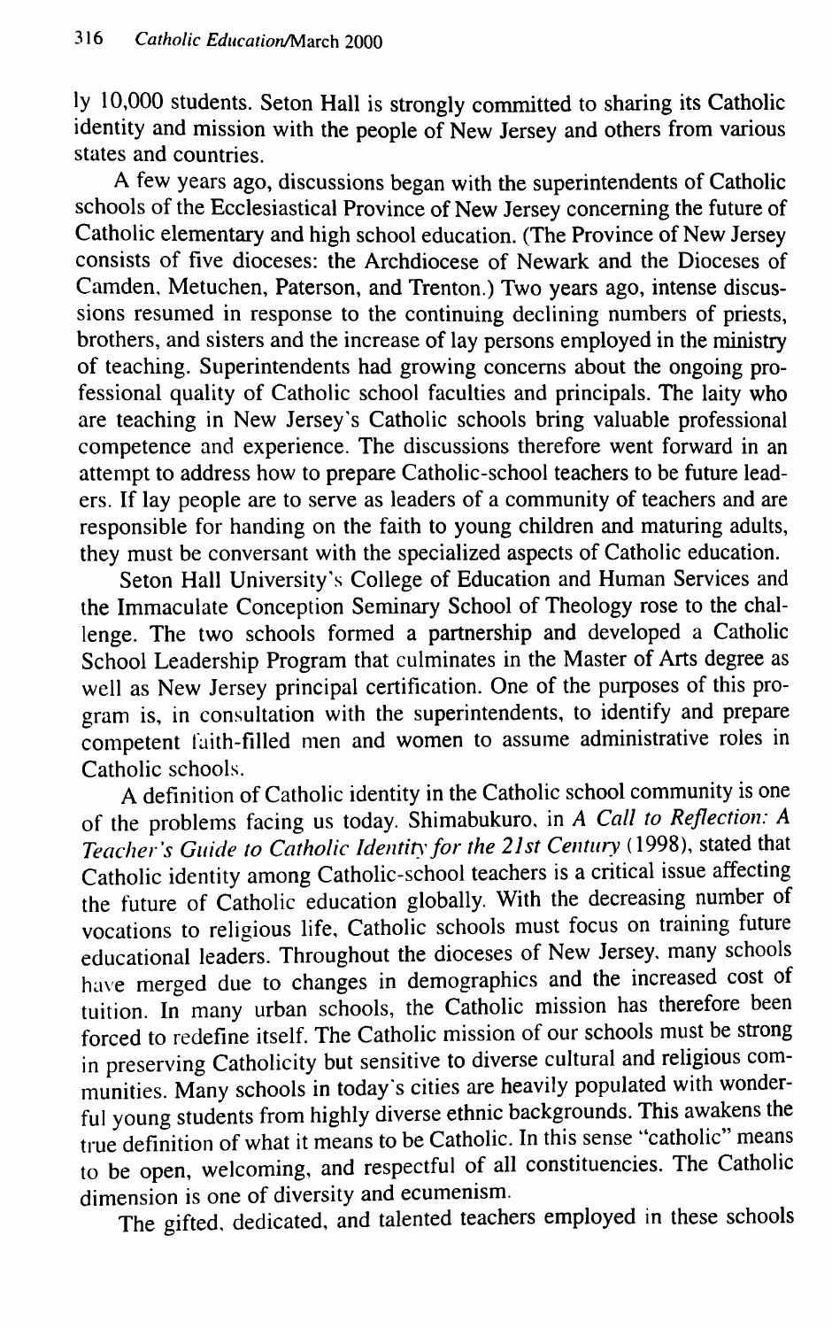ly 10,000 students. Seton Hall is strongly committed to sharing its Catholic identity and mission with the people of New Jersey and others from various states and countries.

A few years ago, discussions began with the superintendents of Catholic schools of the Ecclesiastical Province of New Jersey concerning the future of Catholic elementary and high school education. (The Province of New Jersey consists of five dioceses: the Archdiocese of Newark and the Dioceses of Camden, Metuchen, Paterson, and Trenton.) Two years ago, intense discussions resumed in response to the continuing declining numbers of priests, brothers, and sisters and the increase of lay persons employed in the ministry of teaching. Superintendents had growing concerns about the ongoing professional quality of Catholic school faculties and principals. The laity who are teaching in New Jersey's Catholic schools bring valuable professional competence and experience. The discussions therefore went forward in an attempt to address how to prepare Catholic-school teachers to be future leaders. If lay people are to serve as leaders of a community of teachers and are responsible for handing on the faith to young children and maturing adults, they must be conversant with the specialized aspects of Catholic education.

Seton Hall University's College of Education and Human Services and the Immaculate Conception Seminary School of Theology rose to the challenge. The two schools formed a partnership and developed a Catholic School Leadership Program that culminates in the Master of Arts degree as well as New Jersey principal certification. One of the purposes of this program is, in consultation with the superintendents, to identify and prepare competent faith-filled men and women to assume administrative roles in Catholic schools.

A definition of Catholic identity in the Catholic school community is one of the problems facing us today. Shimabukuro, in *A Call to Reflection: A Teacher's Guide to Catholic Identity for the 21st Century* (1998), stated that Catholic identity among Catholic-school teachers is a critical issue affecting the future of Catholic education globally. With the decreasing number of vocations to religious life, Catholic schools must focus on training future educational leaders. Throughout the dioceses of New Jersey, many schools have merged due to changes in demographics and the increased cost of tuition. In many urban schools, the Catholic mission has therefore been forced to redefine itself. The Catholic mission of our schools must be strong in preserving Catholicity but sensitive to diverse cultural and religious communities. Many schools in today's cities are heavily populated with wonderful young students from highly diverse ethnic backgrounds. This awakens the true definition of what it means to be Catholic. In this sense "catholic" means to be open, welcoming, and respectful of all constituencies. The Catholic dimension is one of diversity and ecumenism.

The gifted, dedicated, and talented teachers employed in these schools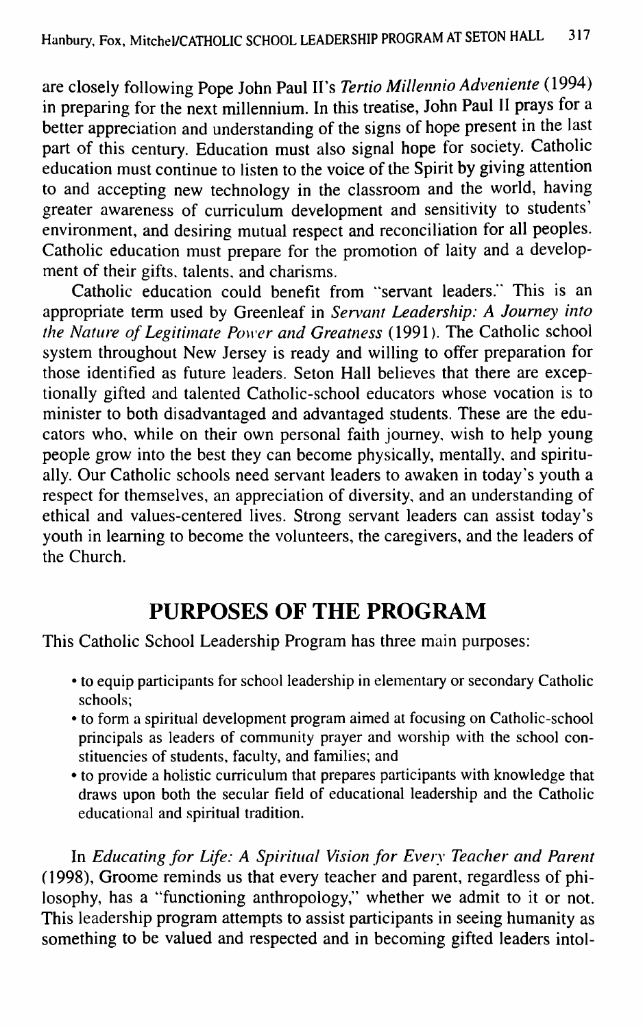are closely following Pope John Paul II's *Tertio Millennio Adveniente* (1994) in preparing for the next millennium. In this treatise, John Paul II prays for a better appreciation and understanding of the signs of hope present in the last part of this century. Education must also signal hope for society. Catholic education must continue to listen to the voice of the Spirit by giving attention to and accepting new technology in the classroom and the world, having greater awareness of curriculum development and sensitivity to students' environment, and desiring mutual respect and reconciliation for all peoples. Catholic education must prepare for the promotion of laity and a development of their gifts, talents, and charisms.

Catholic education could benefit from "servant leaders." This is an appropriate term used by Greenleaf in *Servant Leadership: A Journey into the Nature of Legitimate Power and Greatness* (1991). The Catholic school system throughout New Jersey is ready and willing to offer preparation for those identified as future leaders. Seton Hall believes that there are exceptionally gifted and talented Catholic-school educators whose vocation is to minister to both disadvantaged and advantaged students. These are the educators who, while on their own personal faith journey, wish to help young people grow into the best they can become physically, mentally, and spiritually. Our Catholic schools need servant leaders to awaken in today's youth a respect for themselves, an appreciation of diversity, and an understanding of ethical and values-centered lives. Strong servant leaders can assist today's youth in learning to become the volunteers, the caregivers, and the leaders of the Church.

## PURPOSES OF THE PROGRAM

This Catholic School Leadership Program has three main purposes:

- to equip participants for school leadership in elementary or secondary Catholic schools;
- to form a spiritual development program aimed at focusing on Catholic-school principals as leaders of community prayer and worship with the school constituencies of students, faculty, and families; and
- to provide a holistic curriculum that prepares participants with knowledge that draws upon both the secular field of educational leadership and the Catholic educational and spiritual tradition.

In *Educating for Life: A Spiritual Vision for Every Teacher and Parent* (1998), Groome reminds us that every teacher and parent, regardless of philosophy, has a "functioning anthropology," whether we admit to it or not. This leadership program attempts to assist participants in seeing humanity as something to be valued and respected and in becoming gifted leaders intol-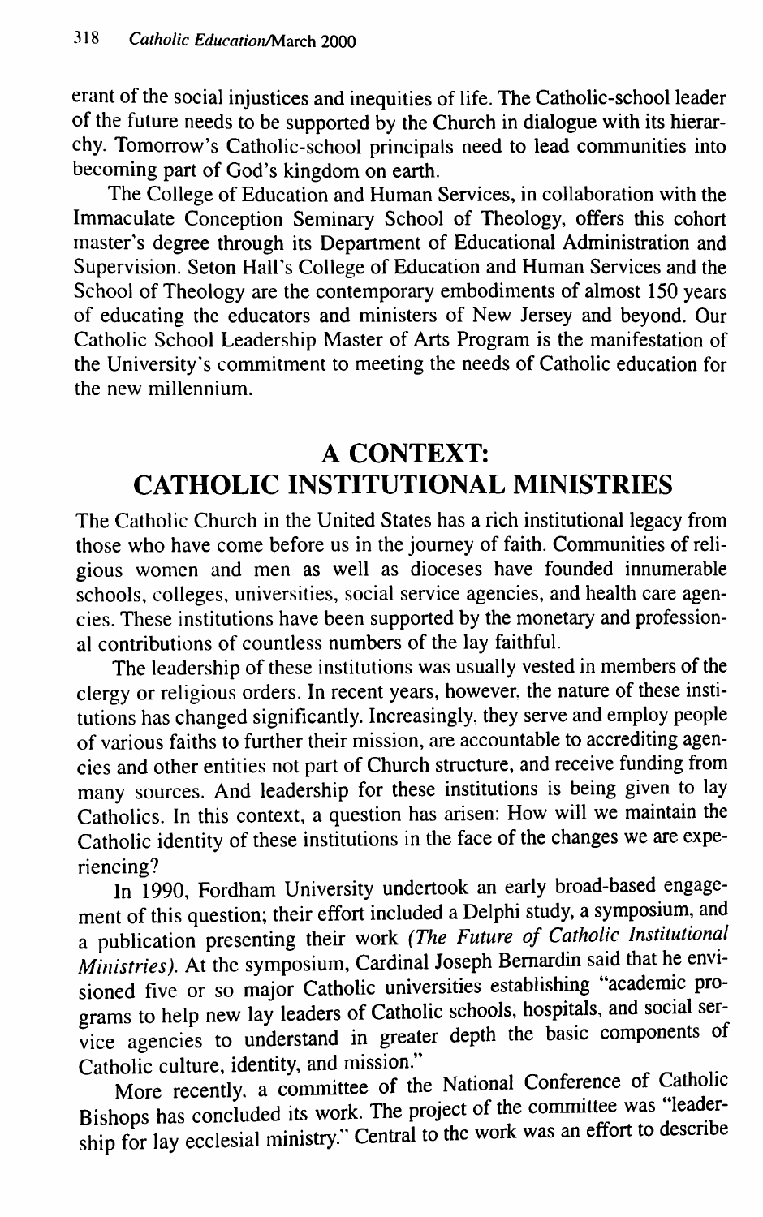erant of the social injustices and inequities of life. The Catholic-school leader of the future needs to be supported by the Church in dialogue with its hierarchy. Tomorrow's Catholic-school principals need to lead communities into becoming part of God's kingdom on earth.

The College of Education and Human Services, in collaboration with the Immaculate Conception Seminary School of Theology, offers this cohort master's degree through its Department of Educational Administration and Supervision. Seton Hall's College of Education and Human Services and the School of Theology are the contemporary embodiments of almost 150 years of educating the educators and ministers of New Jersey and beyond. Our Catholic School Leadership Master of Arts Program is the manifestation of the University's commitment to meeting the needs of Catholic education for the new millennium.

## A CONTEXT: CATHOLIC INSTITUTIONAL MINISTRIES

The Catholic Church in the United States has a rich institutional legacy from those who have come before us in the journey of faith. Communities of religious women and men as well as dioceses have founded innumerable schools, colleges, universities, social service agencies, and health care agencies. These institutions have been supported by the monetary and professional contributions of countless numbers of the lay faithful.

The leadership of these institutions was usually vested in members of the clergy or religious orders. In recent years, however, the nature of these institutions has changed significantly. Increasingly, they serve and employ people of various faiths to further their mission, are accountable to accrediting agencies and other entities not part of Church structure, and receive funding from many sources. And leadership for these institutions is being given to lay Catholics. In this context, a question has arisen: How will we maintain the Catholic identity of these institutions in the face of the changes we are experiencing?

In 1990, Fordham University undertook an early broad-based engagement of this question; their effort included a Delphi study, a symposium, and a publication presenting their work *(The Future of Catholic Institutional Ministries)*. At the symposium, Cardinal Joseph Bernardin said that he envisioned five or so major Catholic universities establishing "academic programs to help new lay leaders of Catholic schools, hospitals, and social service agencies to understand in greater depth the basic components of Catholic culture, identity, and mission."

More recently, a committee of the National Conference of Catholic Bishops has concluded its work. The project of the committee was "leadership for lay ecclesial ministry." Central to the work was an effort to describe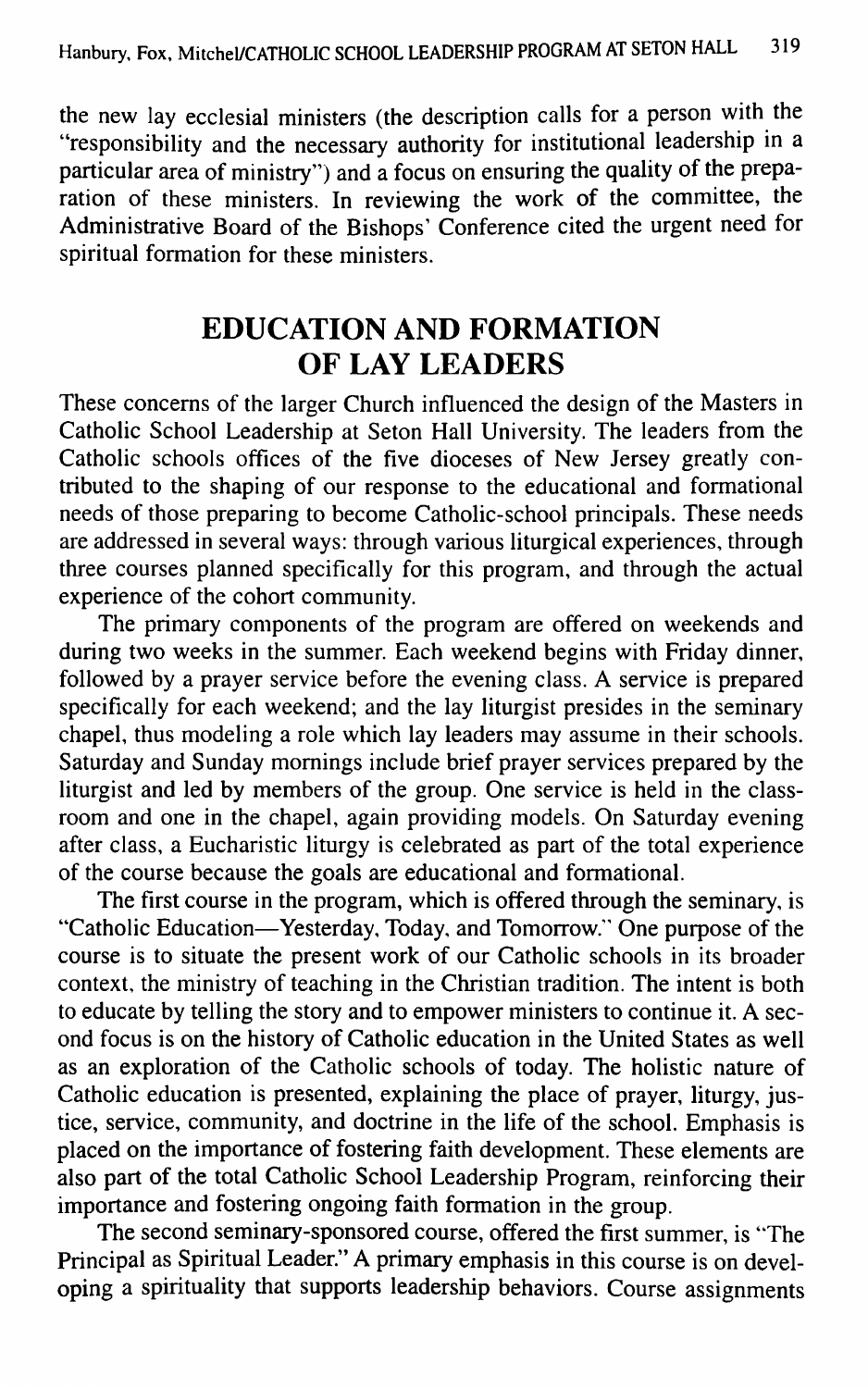the new lay ecclesial ministers (the description calls for a person with the "responsibility and the necessary authority for institutional leadership in a particular area of ministry") and a focus on ensuring the quality of the preparation of these ministers. In reviewing the work of the committee, the Administrative Board of the Bishops' Conference cited the urgent need for spiritual formation for these ministers.

## EDUCATION AND FORMATION OF LAY LEADERS

These concerns of the larger Church influenced the design of the Masters in Catholic School Leadership at Seton Hall University. The leaders from the Catholic schools offices of the five dioceses of New Jersey greatly contributed to the shaping of our response to the educational and formational needs of those preparing to become Catholic-school principals. These needs are addressed in several ways: through various liturgical experiences, through three courses planned specifically for this program, and through the actual experience of the cohort community.

The primary components of the program are offered on weekends and during two weeks in the summer. Each weekend begins with Friday dinner, followed by a prayer service before the evening class. A service is prepared specifically for each weekend; and the lay liturgist presides in the seminary chapel, thus modeling a role which lay leaders may assume in their schools. Saturday and Sunday mornings include brief prayer services prepared by the liturgist and led by members of the group. One service is held in the classroom and one in the chapel, again providing models. On Saturday evening after class, a Eucharistic liturgy is celebrated as part of the total experience of the course because the goals are educational and formational.

The first course in the program, which is offered through the seminary, is "Catholic Education—Yesterday, Today, and Tomorrow." One purpose of the course is to situate the present work of our Catholic schools in its broader context, the ministry of teaching in the Christian tradition. The intent is both to educate by telling the story and to empower ministers to continue it. A second focus is on the history of Catholic education in the United States as well as an exploration of the Catholic schools of today. The holistic nature of Catholic education is presented, explaining the place of prayer, liturgy, justice, service, community, and doctrine in the life of the school. Emphasis is placed on the importance of fostering faith development. These elements are also part of the total Catholic School Leadership Program, reinforcing their importance and fostering ongoing faith formation in the group.

The second seminary-sponsored course, offered the first summer, is "The Principal as Spiritual Leader." A primary emphasis in this course is on developing a spirituality that supports leadership behaviors. Course assignments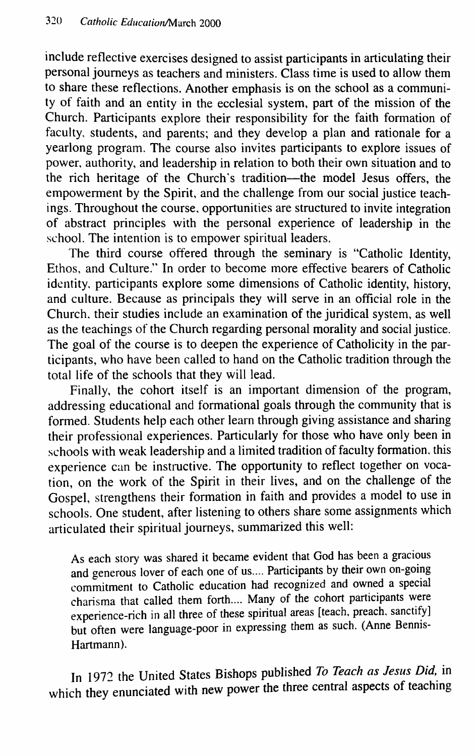include reflective exercises designed to assist participants in articulating their personal journeys as teachers and ministers. Class time is used to allow them to share these reflections. Another emphasis is on the school as a community of faith and an entity in the ecclesial system, part of the mission of the Church. Participants explore their responsibility for the faith formation of faculty, students, and parents; and they develop a plan and rationale for a yearlong program. The course also invites participants to explore issues of power, authority, and leadership in relation to both their own situation and to the rich heritage of the Church's tradition—the model Jesus offers, the empowerment by the Spirit, and the challenge from our social justice teachings. Throughout the course, opportunities are structured to invite integration of abstract principles with the personal experience of leadership in the school. The intention is to empower spiritual leaders.

The third course offered through the seminary is "Catholic Identity, Ethos, and Culture." In order to become more effective bearers of Catholic identity, participants explore some dimensions of Catholic identity, history, and culture. Because as principals they will serve in an official role in the Church, their studies include an examination of the juridical system, as well as the teachings of the Church regarding personal morality and social justice. The goal of the course is to deepen the experience of Catholicity in the participants, who have been called to hand on the Catholic tradition through the total life of the schools that they will lead.

Finally, the cohort itself is an important dimension of the program, addressing educational and formational goals through the community that is formed. Students help each other learn through giving assistance and sharing their professional experiences. Particularly for those who have only been in schools with weak leadership and a limited tradition of faculty formation, this experience can be instructive. The opportunity to reflect together on vocation, on the work of the Spirit in their lives, and on the challenge of the Gospel, strengthens their formation in faith and provides a model to use in schools. One student, after listening to others share some assignments which articulated their spiritual journeys, summarized this well:

> As each story was shared it became evident that God has been a gracious and generous lover of each one of us.... Participants by their own on-going commitment to Catholic education had recognized and owned a special charisma that called them forth.... Many of the cohort participants were experience-rich in all three of these spiritual areas [teach, preach, sanctify] but often were language-poor in expressing them as such. (Anne Bennis-Hartmann).

In 1972 the United States Bishops published *To Teach as Jesus Did,* in which they enunciated with new power the three central aspects of teaching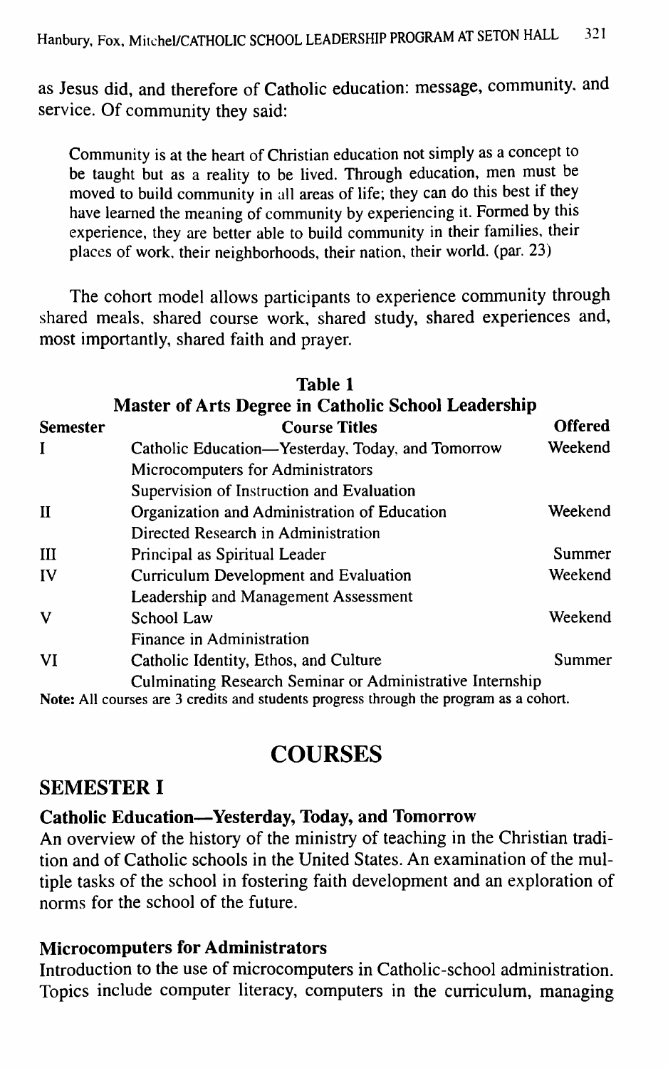as Jesus did, and therefore of Catholic education: message, community, and service. Of community they said:

> Community is at the heart of Christian education not simply as a concept to be taught but as a reality to be lived. Through education, men must be moved to build community in all areas of life; they can do this best if they have learned the meaning of community by experiencing it. Formed by this experience, they are better able to build community in their families, their places of work, their neighborhoods, their nation, their world. (par. 23)

The cohort model allows participants to experience community through shared meals, shared course work, shared study, shared experiences and, most importantly, shared faith and prayer.

**Table 1**
**Master of Arts Degree in Catholic School Leadership**

| Semester | Course Titles | Offered |
|---|---|---|
| I | Catholic Education—Yesterday, Today, and Tomorrow | Weekend |
| | Microcomputers for Administrators | |
| | Supervision of Instruction and Evaluation | |
| II | Organization and Administration of Education | Weekend |
| | Directed Research in Administration | |
| III | Principal as Spiritual Leader | Summer |
| IV | Curriculum Development and Evaluation | Weekend |
| | Leadership and Management Assessment | |
| V | School Law | Weekend |
| | Finance in Administration | |
| VI | Catholic Identity, Ethos, and Culture | Summer |
| | Culminating Research Seminar or Administrative Internship | |

**Note:** All courses are 3 credits and students progress through the program as a cohort.

# COURSES

## SEMESTER I

### Catholic Education—Yesterday, Today, and Tomorrow

An overview of the history of the ministry of teaching in the Christian tradition and of Catholic schools in the United States. An examination of the multiple tasks of the school in fostering faith development and an exploration of norms for the school of the future.

### Microcomputers for Administrators

Introduction to the use of microcomputers in Catholic-school administration. Topics include computer literacy, computers in the curriculum, managing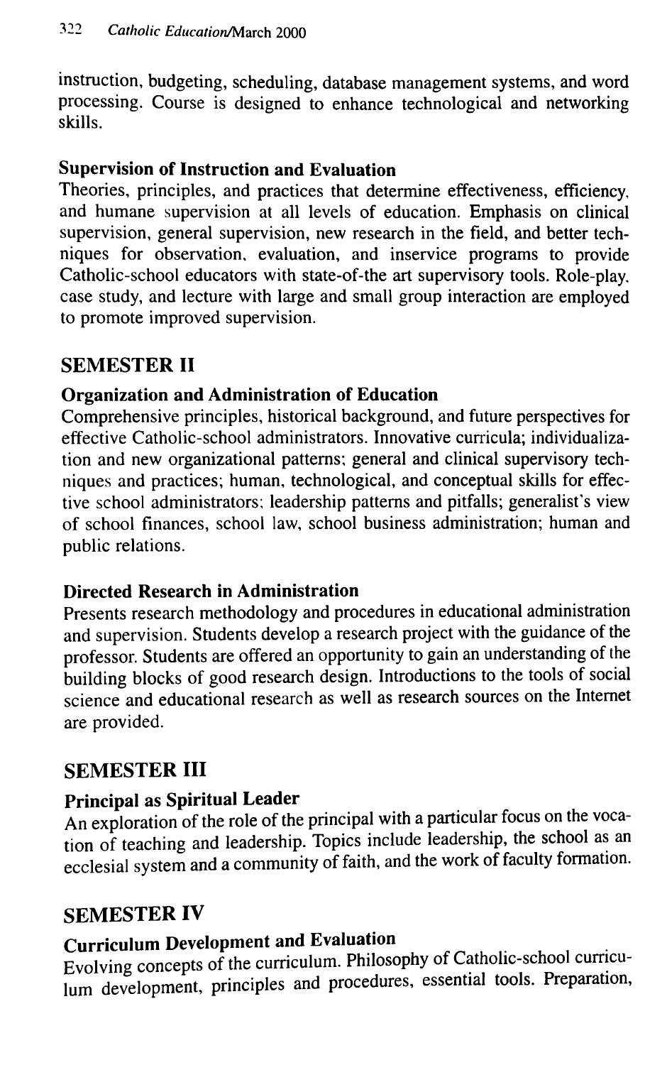instruction, budgeting, scheduling, database management systems, and word processing. Course is designed to enhance technological and networking skills.

**Supervision of Instruction and Evaluation**

Theories, principles, and practices that determine effectiveness, efficiency, and humane supervision at all levels of education. Emphasis on clinical supervision, general supervision, new research in the field, and better techniques for observation, evaluation, and inservice programs to provide Catholic-school educators with state-of-the art supervisory tools. Role-play, case study, and lecture with large and small group interaction are employed to promote improved supervision.

## SEMESTER II

**Organization and Administration of Education**

Comprehensive principles, historical background, and future perspectives for effective Catholic-school administrators. Innovative curricula; individualization and new organizational patterns; general and clinical supervisory techniques and practices; human, technological, and conceptual skills for effective school administrators; leadership patterns and pitfalls; generalist's view of school finances, school law, school business administration; human and public relations.

**Directed Research in Administration**

Presents research methodology and procedures in educational administration and supervision. Students develop a research project with the guidance of the professor. Students are offered an opportunity to gain an understanding of the building blocks of good research design. Introductions to the tools of social science and educational research as well as research sources on the Internet are provided.

## SEMESTER III

**Principal as Spiritual Leader**

An exploration of the role of the principal with a particular focus on the vocation of teaching and leadership. Topics include leadership, the school as an ecclesial system and a community of faith, and the work of faculty formation.

## SEMESTER IV

**Curriculum Development and Evaluation**

Evolving concepts of the curriculum. Philosophy of Catholic-school curriculum development, principles and procedures, essential tools. Preparation,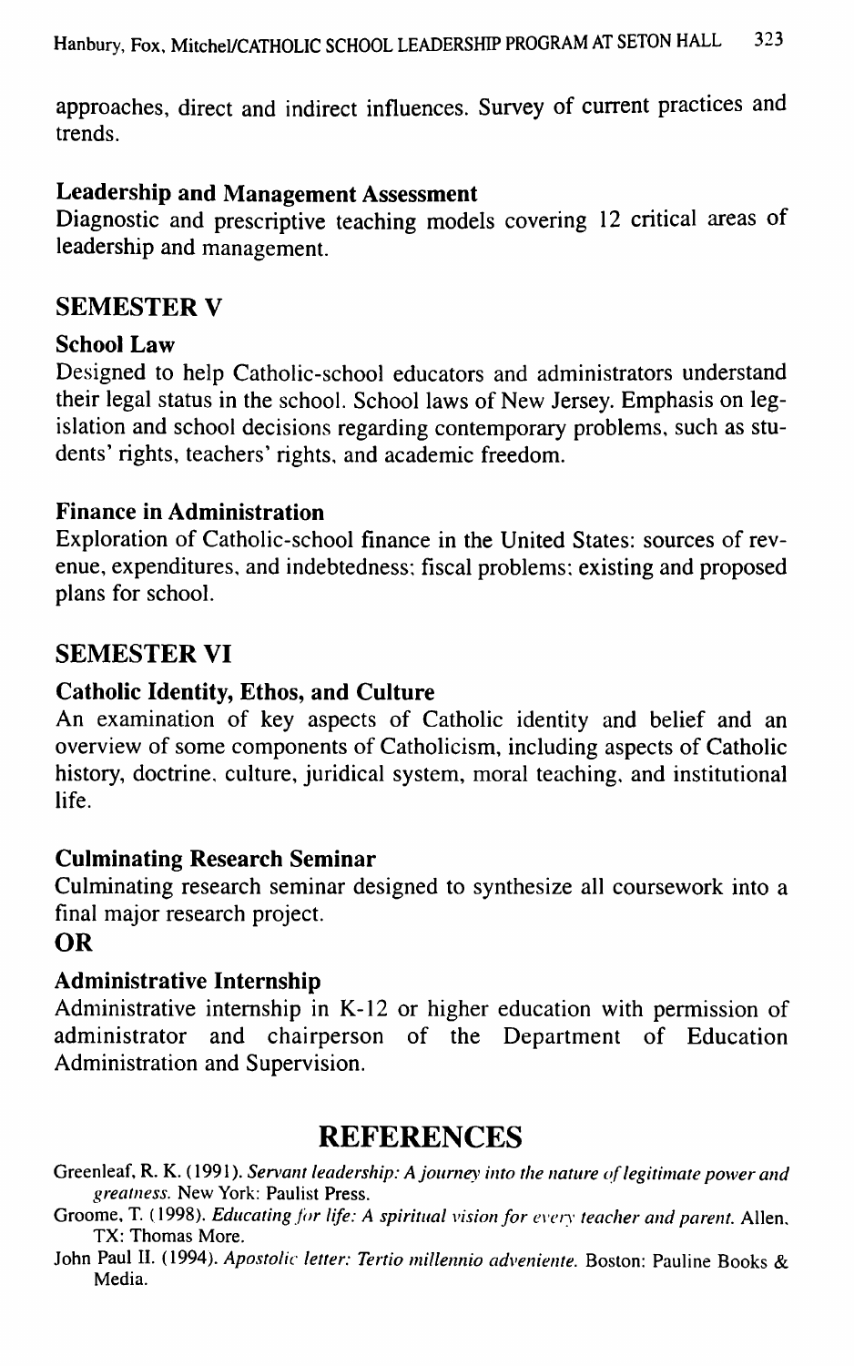approaches, direct and indirect influences. Survey of current practices and trends.

### Leadership and Management Assessment

Diagnostic and prescriptive teaching models covering 12 critical areas of leadership and management.

## SEMESTER V

### School Law

Designed to help Catholic-school educators and administrators understand their legal status in the school. School laws of New Jersey. Emphasis on legislation and school decisions regarding contemporary problems, such as students' rights, teachers' rights, and academic freedom.

### Finance in Administration

Exploration of Catholic-school finance in the United States: sources of revenue, expenditures, and indebtedness; fiscal problems; existing and proposed plans for school.

## SEMESTER VI

### Catholic Identity, Ethos, and Culture

An examination of key aspects of Catholic identity and belief and an overview of some components of Catholicism, including aspects of Catholic history, doctrine, culture, juridical system, moral teaching, and institutional life.

### Culminating Research Seminar

Culminating research seminar designed to synthesize all coursework into a final major research project.

**OR**

### Administrative Internship

Administrative internship in K-12 or higher education with permission of administrator and chairperson of the Department of Education Administration and Supervision.

# REFERENCES

Greenleaf, R. K. (1991). *Servant leadership: A journey into the nature of legitimate power and greatness.* New York: Paulist Press.

Groome, T. (1998). *Educating for life: A spiritual vision for every teacher and parent.* Allen, TX: Thomas More.

John Paul II. (1994). *Apostolic letter: Tertio millennio adveniente.* Boston: Pauline Books & Media.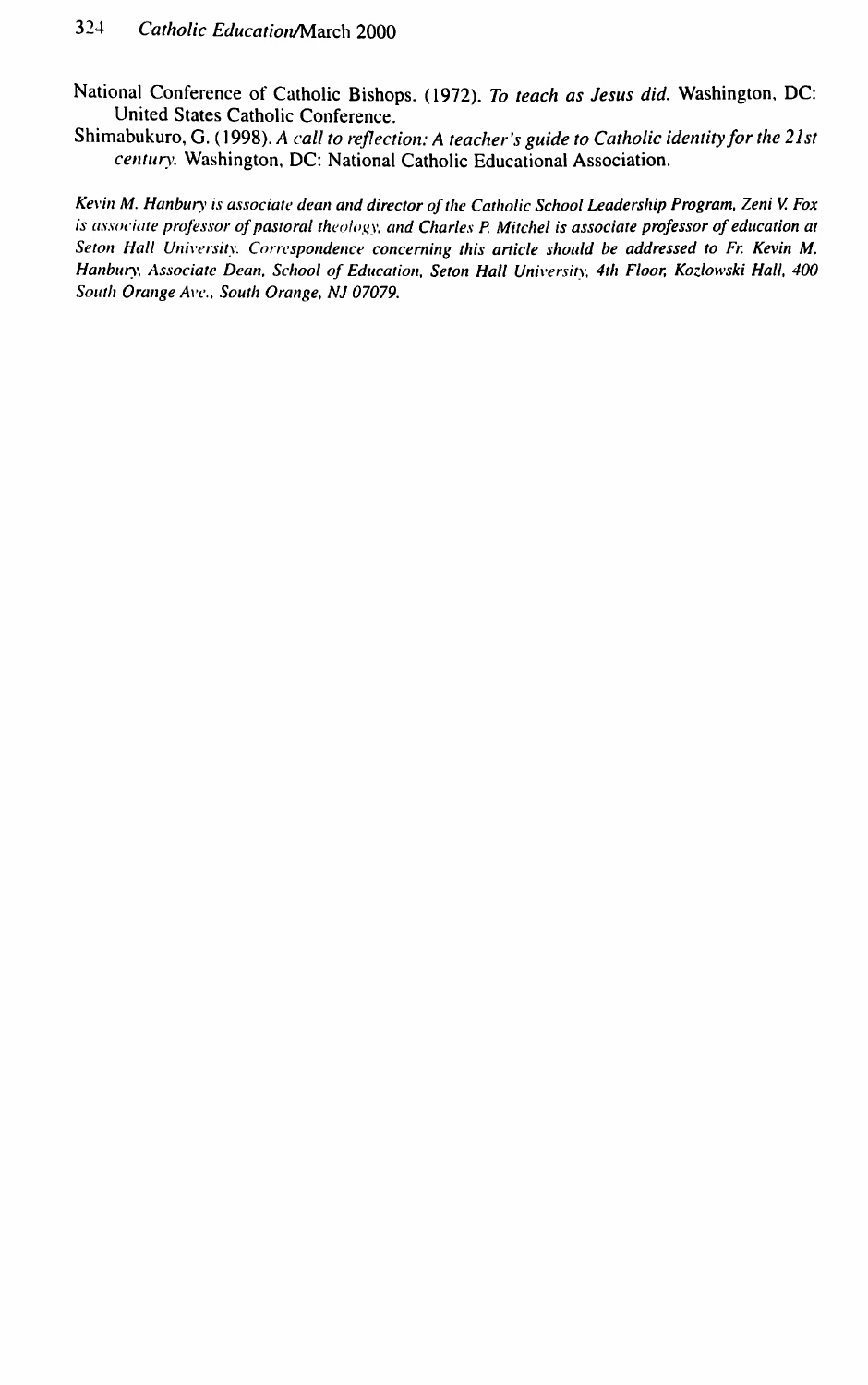National Conference of Catholic Bishops. (1972). *To teach as Jesus did.* Washington, DC: United States Catholic Conference.

Shimabukuro, G. (1998). *A call to reflection: A teacher's guide to Catholic identity for the 21st century.* Washington, DC: National Catholic Educational Association.

*Kevin M. Hanbury is associate dean and director of the Catholic School Leadership Program, Zeni V. Fox is associate professor of pastoral theology, and Charles P. Mitchel is associate professor of education at Seton Hall University. Correspondence concerning this article should be addressed to Fr. Kevin M. Hanbury, Associate Dean, School of Education, Seton Hall University, 4th Floor, Kozlowski Hall, 400 South Orange Ave., South Orange, NJ 07079.*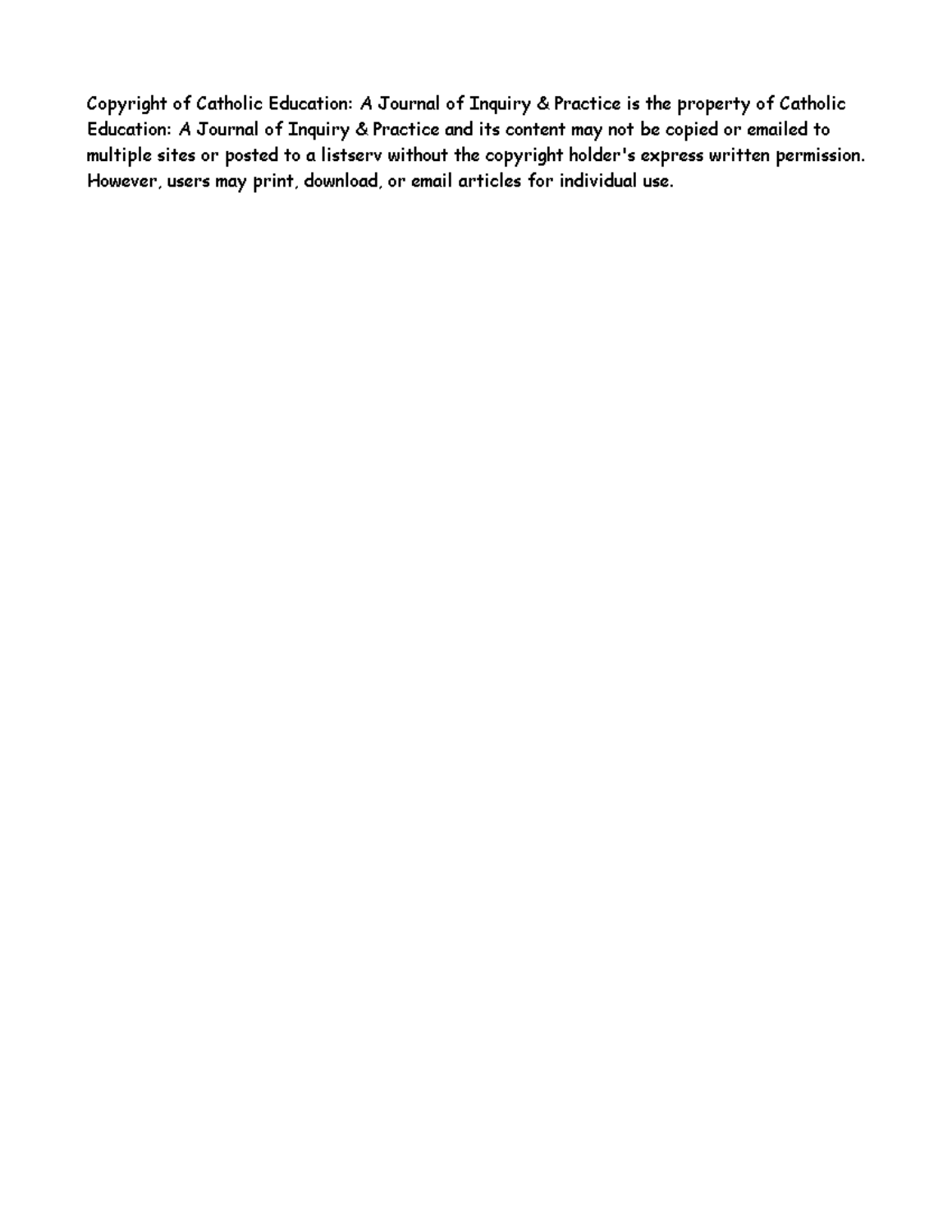Copyright of Catholic Education: A Journal of Inquiry & Practice is the property of Catholic Education: A Journal of Inquiry & Practice and its content may not be copied or emailed to multiple sites or posted to a listserv without the copyright holder's express written permission. However, users may print, download, or email articles for individual use.